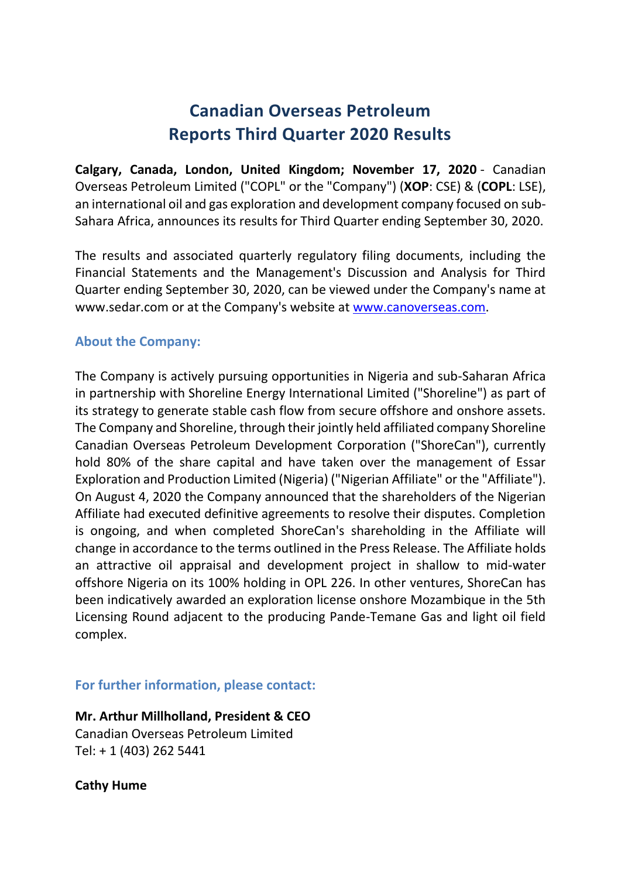# Canadian Overseas Petroleum
# Reports Third Quarter 2020 Results

**Calgary, Canada, London, United Kingdom; November 17, 2020** - Canadian Overseas Petroleum Limited ("COPL" or the "Company") (**XOP**: CSE) & (**COPL**: LSE), an international oil and gas exploration and development company focused on sub-Sahara Africa, announces its results for Third Quarter ending September 30, 2020.

The results and associated quarterly regulatory filing documents, including the Financial Statements and the Management's Discussion and Analysis for Third Quarter ending September 30, 2020, can be viewed under the Company's name at www.sedar.com or at the Company's website at www.canoverseas.com.

## About the Company:

The Company is actively pursuing opportunities in Nigeria and sub-Saharan Africa in partnership with Shoreline Energy International Limited ("Shoreline") as part of its strategy to generate stable cash flow from secure offshore and onshore assets. The Company and Shoreline, through their jointly held affiliated company Shoreline Canadian Overseas Petroleum Development Corporation ("ShoreCan"), currently hold 80% of the share capital and have taken over the management of Essar Exploration and Production Limited (Nigeria) ("Nigerian Affiliate" or the "Affiliate"). On August 4, 2020 the Company announced that the shareholders of the Nigerian Affiliate had executed definitive agreements to resolve their disputes. Completion is ongoing, and when completed ShoreCan's shareholding in the Affiliate will change in accordance to the terms outlined in the Press Release. The Affiliate holds an attractive oil appraisal and development project in shallow to mid-water offshore Nigeria on its 100% holding in OPL 226. In other ventures, ShoreCan has been indicatively awarded an exploration license onshore Mozambique in the 5th Licensing Round adjacent to the producing Pande-Temane Gas and light oil field complex.

## For further information, please contact:

**Mr. Arthur Millholland, President & CEO**
Canadian Overseas Petroleum Limited
Tel: + 1 (403) 262 5441

**Cathy Hume**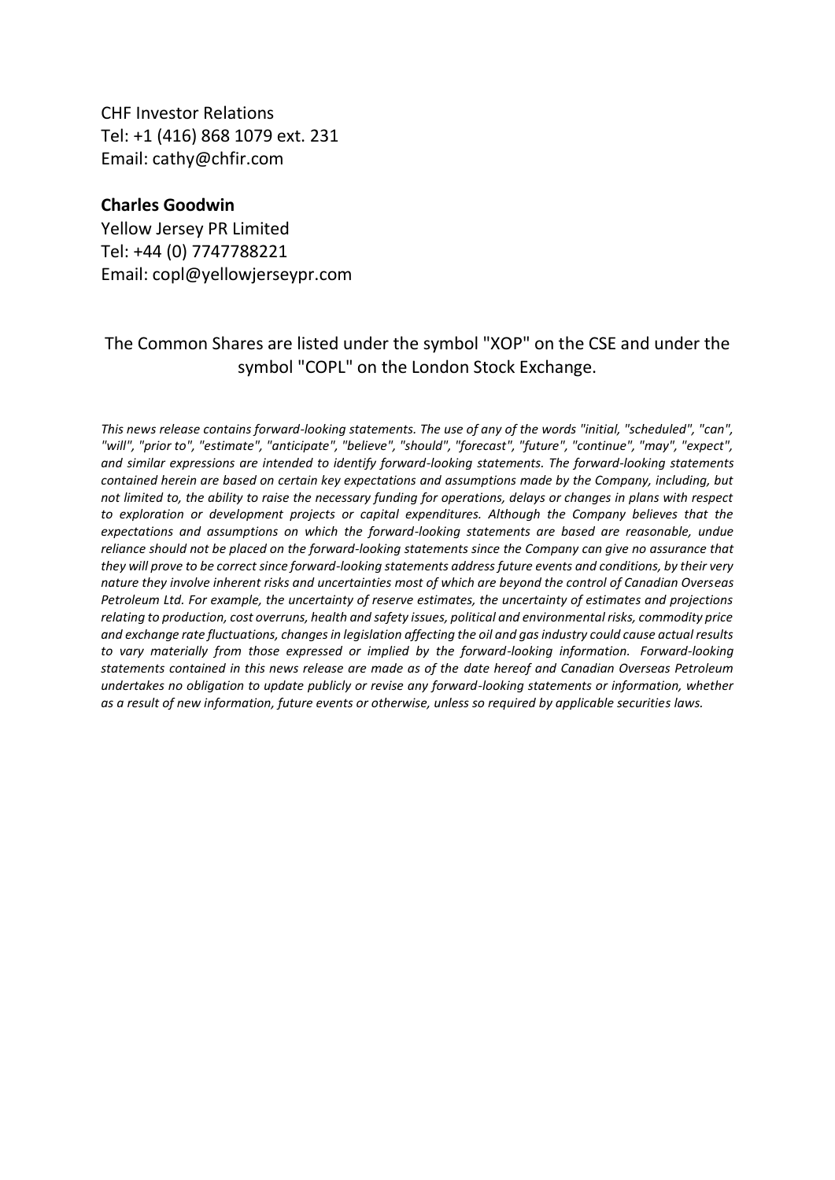CHF Investor Relations
Tel: +1 (416) 868 1079 ext. 231
Email: cathy@chfir.com

**Charles Goodwin**
Yellow Jersey PR Limited
Tel: +44 (0) 7747788221
Email: copl@yellowjerseypr.com

The Common Shares are listed under the symbol "XOP" on the CSE and under the symbol "COPL" on the London Stock Exchange.

*This news release contains forward-looking statements. The use of any of the words "initial, "scheduled", "can", "will", "prior to", "estimate", "anticipate", "believe", "should", "forecast", "future", "continue", "may", "expect", and similar expressions are intended to identify forward-looking statements. The forward-looking statements contained herein are based on certain key expectations and assumptions made by the Company, including, but not limited to, the ability to raise the necessary funding for operations, delays or changes in plans with respect to exploration or development projects or capital expenditures. Although the Company believes that the expectations and assumptions on which the forward-looking statements are based are reasonable, undue reliance should not be placed on the forward-looking statements since the Company can give no assurance that they will prove to be correct since forward-looking statements address future events and conditions, by their very nature they involve inherent risks and uncertainties most of which are beyond the control of Canadian Overseas Petroleum Ltd. For example, the uncertainty of reserve estimates, the uncertainty of estimates and projections relating to production, cost overruns, health and safety issues, political and environmental risks, commodity price and exchange rate fluctuations, changes in legislation affecting the oil and gas industry could cause actual results to vary materially from those expressed or implied by the forward-looking information. Forward-looking statements contained in this news release are made as of the date hereof and Canadian Overseas Petroleum undertakes no obligation to update publicly or revise any forward-looking statements or information, whether as a result of new information, future events or otherwise, unless so required by applicable securities laws.*